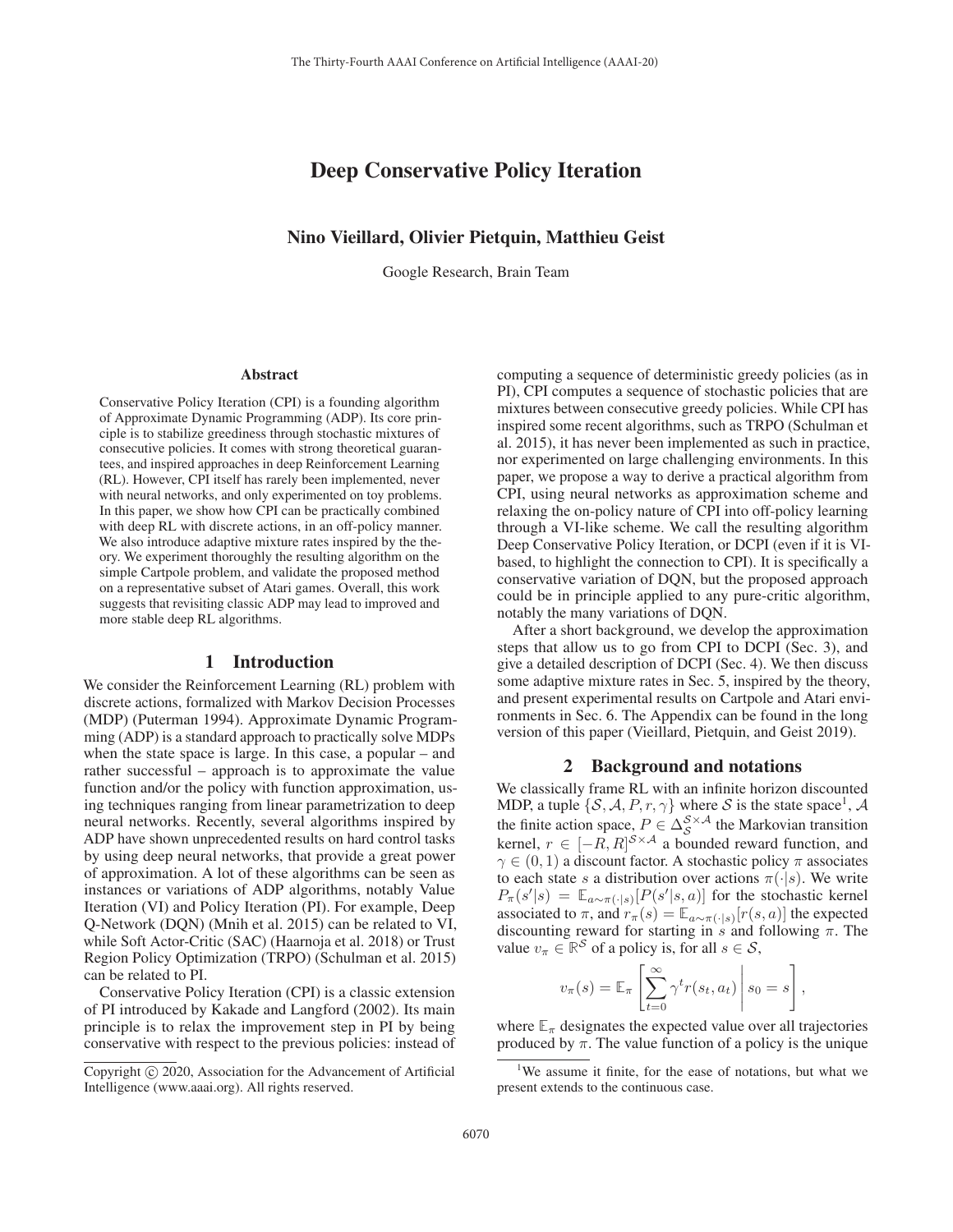# Deep Conservative Policy Iteration

**Nino Vieillard, Olivier Pietquin, Matthieu Geist**

Google Research, Brain Team

### Abstract

Conservative Policy Iteration (CPI) is a founding algorithm of Approximate Dynamic Programming (ADP). Its core principle is to stabilize greediness through stochastic mixtures of consecutive policies. It comes with strong theoretical guarantees, and inspired approaches in deep Reinforcement Learning (RL). However, CPI itself has rarely been implemented, never with neural networks, and only experimented on toy problems. In this paper, we show how CPI can be practically combined with deep RL with discrete actions, in an off-policy manner. We also introduce adaptive mixture rates inspired by the theory. We experiment thoroughly the resulting algorithm on the simple Cartpole problem, and validate the proposed method on a representative subset of Atari games. Overall, this work suggests that revisiting classic ADP may lead to improved and more stable deep RL algorithms.

## 1 Introduction

We consider the Reinforcement Learning (RL) problem with discrete actions, formalized with Markov Decision Processes (MDP) (Puterman 1994). Approximate Dynamic Programming (ADP) is a standard approach to practically solve MDPs when the state space is large. In this case, a popular – and rather successful – approach is to approximate the value function and/or the policy with function approximation, using techniques ranging from linear parametrization to deep neural networks. Recently, several algorithms inspired by ADP have shown unprecedented results on hard control tasks by using deep neural networks, that provide a great power of approximation. A lot of these algorithms can be seen as instances or variations of ADP algorithms, notably Value Iteration (VI) and Policy Iteration (PI). For example, Deep Q-Network (DQN) (Mnih et al. 2015) can be related to VI, while Soft Actor-Critic (SAC) (Haarnoja et al. 2018) or Trust Region Policy Optimization (TRPO) (Schulman et al. 2015) can be related to PI.

Conservative Policy Iteration (CPI) is a classic extension of PI introduced by Kakade and Langford (2002). Its main principle is to relax the improvement step in PI by being conservative with respect to the previous policies: instead of computing a sequence of deterministic greedy policies (as in PI), CPI computes a sequence of stochastic policies that are mixtures between consecutive greedy policies. While CPI has inspired some recent algorithms, such as TRPO (Schulman et al. 2015), it has never been implemented as such in practice, nor experimented on large challenging environments. In this paper, we propose a way to derive a practical algorithm from CPI, using neural networks as approximation scheme and relaxing the on-policy nature of CPI into off-policy learning through a VI-like scheme. We call the resulting algorithm Deep Conservative Policy Iteration, or DCPI (even if it is VI-based, to highlight the connection to CPI). It is specifically a conservative variation of DQN, but the proposed approach could be in principle applied to any pure-critic algorithm, notably the many variations of DQN.

After a short background, we develop the approximation steps that allow us to go from CPI to DCPI (Sec. 3), and give a detailed description of DCPI (Sec. 4). We then discuss some adaptive mixture rates in Sec. 5, inspired by the theory, and present experimental results on Cartpole and Atari environments in Sec. 6. The Appendix can be found in the long version of this paper (Vieillard, Pietquin, and Geist 2019).

## 2 Background and notations

We classically frame RL with an infinite horizon discounted MDP, a tuple $\{\mathcal{S}, \mathcal{A}, P, r, \gamma\}$ where $\mathcal{S}$ is the state space[1], $\mathcal{A}$ the finite action space, $P \in \Delta_{\mathcal{S}}^{\mathcal{S}\times\mathcal{A}}$ the Markovian transition kernel, $r \in [-R, R]^{\mathcal{S}\times\mathcal{A}}$ a bounded reward function, and $\gamma \in (0, 1)$ a discount factor. A stochastic policy $\pi$ associates to each state $s$ a distribution over actions $\pi(\cdot|s)$. We write $P_\pi(s'|s) = \mathbb{E}_{a\sim\pi(\cdot|s)}[P(s'|s, a)]$ for the stochastic kernel associated to $\pi$, and $r_\pi(s) = \mathbb{E}_{a\sim\pi(\cdot|s)}[r(s, a)]$ the expected discounting reward for starting in $s$ and following $\pi$. The value $v_\pi \in \mathbb{R}^{\mathcal{S}}$ of a policy is, for all $s \in \mathcal{S}$,

$$v_\pi(s) = \mathbb{E}_\pi\left[\sum_{t=0}^{\infty} \gamma^t r(s_t, a_t) \middle| s_0 = s\right],$$

where $\mathbb{E}_\pi$ designates the expected value over all trajectories produced by $\pi$. The value function of a policy is the unique

[1] We assume it finite, for the ease of notations, but what we present extends to the continuous case.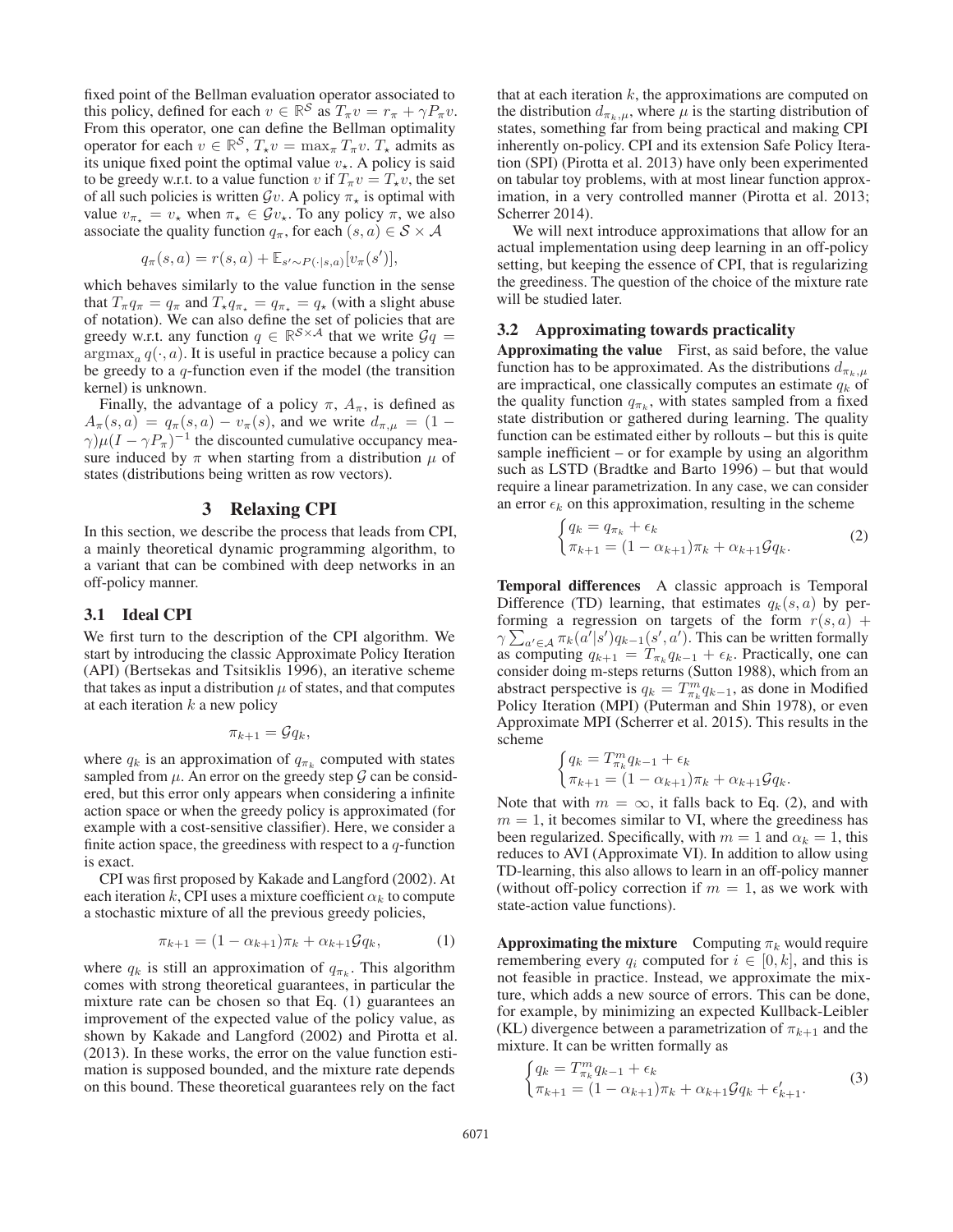fixed point of the Bellman evaluation operator associated to this policy, defined for each $v \in \mathbb{R}^{\mathcal{S}}$ as $T_\pi v = r_\pi + \gamma P_\pi v$. From this operator, one can define the Bellman optimality operator for each $v \in \mathbb{R}^{\mathcal{S}}$, $T_\star v = \max_\pi T_\pi v$. $T_\star$ admits as its unique fixed point the optimal value $v_\star$. A policy is said to be greedy w.r.t. to a value function $v$ if $T_\pi v = T_\star v$, the set of all such policies is written $\mathcal{G}v$. A policy $\pi_\star$ is optimal with value $v_{\pi_\star} = v_\star$ when $\pi_\star \in \mathcal{G}v_\star$. To any policy $\pi$, we also associate the quality function $q_\pi$, for each $(s,a) \in \mathcal{S} \times \mathcal{A}$

$$q_\pi(s,a) = r(s,a) + \mathbb{E}_{s' \sim P(\cdot|s,a)}[v_\pi(s')],$$

which behaves similarly to the value function in the sense that $T_\pi q_\pi = q_\pi$ and $T_\star q_{\pi_\star} = q_{\pi_\star} = q_\star$ (with a slight abuse of notation). We can also define the set of policies that are greedy w.r.t. any function $q \in \mathbb{R}^{\mathcal{S}\times\mathcal{A}}$ that we write $\mathcal{G}q = \operatorname{argmax}_a q(\cdot, a)$. It is useful in practice because a policy can be greedy to a $q$-function even if the model (the transition kernel) is unknown.

Finally, the advantage of a policy $\pi$, $A_\pi$, is defined as $A_\pi(s,a) = q_\pi(s,a) - v_\pi(s)$, and we write $d_{\pi,\mu} = (1-\gamma)\mu(I - \gamma P_\pi)^{-1}$ the discounted cumulative occupancy measure induced by $\pi$ when starting from a distribution $\mu$ of states (distributions being written as row vectors).

# 3 Relaxing CPI

In this section, we describe the process that leads from CPI, a mainly theoretical dynamic programming algorithm, to a variant that can be combined with deep networks in an off-policy manner.

## 3.1 Ideal CPI

We first turn to the description of the CPI algorithm. We start by introducing the classic Approximate Policy Iteration (API) (Bertsekas and Tsitsiklis 1996), an iterative scheme that takes as input a distribution $\mu$ of states, and that computes at each iteration $k$ a new policy

$$\pi_{k+1} = \mathcal{G}q_k,$$

where $q_k$ is an approximation of $q_{\pi_k}$ computed with states sampled from $\mu$. An error on the greedy step $\mathcal{G}$ can be considered, but this error only appears when considering a infinite action space or when the greedy policy is approximated (for example with a cost-sensitive classifier). Here, we consider a finite action space, the greediness with respect to a $q$-function is exact.

CPI was first proposed by Kakade and Langford (2002). At each iteration $k$, CPI uses a mixture coefficient $\alpha_k$ to compute a stochastic mixture of all the previous greedy policies,

$$\pi_{k+1} = (1 - \alpha_{k+1})\pi_k + \alpha_{k+1}\mathcal{G}q_k, \tag{1}$$

where $q_k$ is still an approximation of $q_{\pi_k}$. This algorithm comes with strong theoretical guarantees, in particular the mixture rate can be chosen so that Eq. (1) guarantees an improvement of the expected value of the policy value, as shown by Kakade and Langford (2002) and Pirotta et al. (2013). In these works, the error on the value function estimation is supposed bounded, and the mixture rate depends on this bound. These theoretical guarantees rely on the fact that at each iteration $k$, the approximations are computed on the distribution $d_{\pi_k,\mu}$, where $\mu$ is the starting distribution of states, something far from being practical and making CPI inherently on-policy. CPI and its extension Safe Policy Iteration (SPI) (Pirotta et al. 2013) have only been experimented on tabular toy problems, with at most linear function approximation, in a very controlled manner (Pirotta et al. 2013; Scherrer 2014).

We will next introduce approximations that allow for an actual implementation using deep learning in an off-policy setting, but keeping the essence of CPI, that is regularizing the greediness. The question of the choice of the mixture rate will be studied later.

## 3.2 Approximating towards practicality

**Approximating the value** First, as said before, the value function has to be approximated. As the distributions $d_{\pi_k,\mu}$ are impractical, one classically computes an estimate $q_k$ of the quality function $q_{\pi_k}$, with states sampled from a fixed state distribution or gathered during learning. The quality function can be estimated either by rollouts – but this is quite sample inefficient – or for example by using an algorithm such as LSTD (Bradtke and Barto 1996) – but that would require a linear parametrization. In any case, we can consider an error $\epsilon_k$ on this approximation, resulting in the scheme

$$\begin{cases} q_k = q_{\pi_k} + \epsilon_k \\ \pi_{k+1} = (1 - \alpha_{k+1})\pi_k + \alpha_{k+1}\mathcal{G}q_k. \end{cases} \tag{2}$$

**Temporal differences** A classic approach is Temporal Difference (TD) learning, that estimates $q_k(s,a)$ by performing a regression on targets of the form $r(s,a) + \gamma \sum_{a' \in \mathcal{A}} \pi_k(a'|s') q_{k-1}(s',a')$. This can be written formally as computing $q_{k+1} = T_{\pi_k} q_{k-1} + \epsilon_k$. Practically, one can consider doing m-steps returns (Sutton 1988), which from an abstract perspective is $q_k = T^m_{\pi_k} q_{k-1}$, as done in Modified Policy Iteration (MPI) (Puterman and Shin 1978), or even Approximate MPI (Scherrer et al. 2015). This results in the scheme

$$\begin{cases} q_k = T^m_{\pi_k} q_{k-1} + \epsilon_k \\ \pi_{k+1} = (1 - \alpha_{k+1})\pi_k + \alpha_{k+1}\mathcal{G}q_k. \end{cases}$$

Note that with $m = \infty$, it falls back to Eq. (2), and with $m = 1$, it becomes similar to VI, where the greediness has been regularized. Specifically, with $m = 1$ and $\alpha_k = 1$, this reduces to AVI (Approximate VI). In addition to allow using TD-learning, this also allows to learn in an off-policy manner (without off-policy correction if $m = 1$, as we work with state-action value functions).

**Approximating the mixture** Computing $\pi_k$ would require remembering every $q_i$ computed for $i \in [0, k]$, and this is not feasible in practice. Instead, we approximate the mixture, which adds a new source of errors. This can be done, for example, by minimizing an expected Kullback-Leibler (KL) divergence between a parametrization of $\pi_{k+1}$ and the mixture. It can be written formally as

$$\begin{cases} q_k = T^m_{\pi_k} q_{k-1} + \epsilon_k \\ \pi_{k+1} = (1 - \alpha_{k+1})\pi_k + \alpha_{k+1}\mathcal{G}q_k + \epsilon'_{k+1}. \end{cases} \tag{3}$$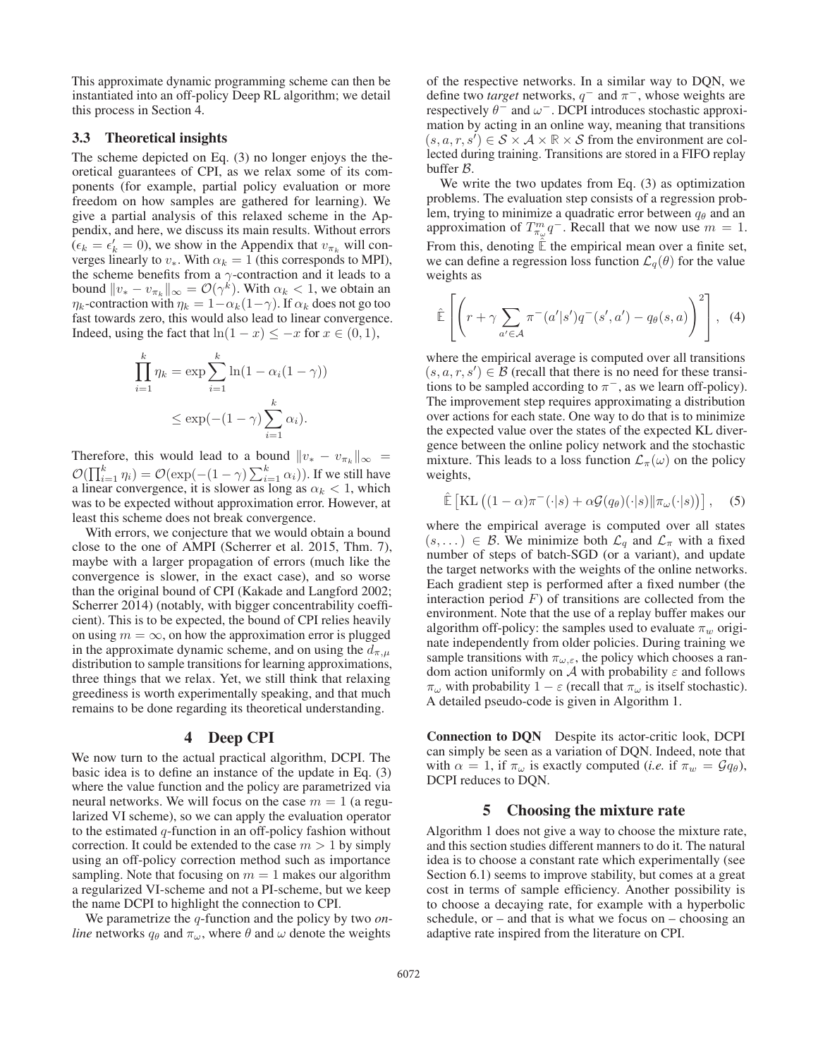This approximate dynamic programming scheme can then be instantiated into an off-policy Deep RL algorithm; we detail this process in Section 4.

### 3.3 Theoretical insights

The scheme depicted on Eq. (3) no longer enjoys the theoretical guarantees of CPI, as we relax some of its components (for example, partial policy evaluation or more freedom on how samples are gathered for learning). We give a partial analysis of this relaxed scheme in the Appendix, and here, we discuss its main results. Without errors ($\epsilon_k = \epsilon'_k = 0$), we show in the Appendix that $v_{\pi_k}$ will converges linearly to $v_*$. With $\alpha_k = 1$ (this corresponds to MPI), the scheme benefits from a $\gamma$-contraction and it leads to a bound $\|v_* - v_{\pi_k}\|_\infty = \mathcal{O}(\gamma^k)$. With $\alpha_k < 1$, we obtain an $\eta_k$-contraction with $\eta_k = 1 - \alpha_k(1-\gamma)$. If $\alpha_k$ does not go too fast towards zero, this would also lead to linear convergence. Indeed, using the fact that $\ln(1-x) \leq -x$ for $x \in (0,1)$,

$$\prod_{i=1}^{k} \eta_k = \exp \sum_{i=1}^{k} \ln(1 - \alpha_i(1-\gamma))$$
$$\leq \exp(-(1-\gamma)\sum_{i=1}^{k} \alpha_i).$$

Therefore, this would lead to a bound $\|v_* - v_{\pi_k}\|_\infty = \mathcal{O}(\prod_{i=1}^{k} \eta_i) = \mathcal{O}(\exp(-(1-\gamma)\sum_{i=1}^{k} \alpha_i))$. If we still have a linear convergence, it is slower as long as $\alpha_k < 1$, which was to be expected without approximation error. However, at least this scheme does not break convergence.

With errors, we conjecture that we would obtain a bound close to the one of AMPI (Scherrer et al. 2015, Thm. 7), maybe with a larger propagation of errors (much like the convergence is slower, in the exact case), and so worse than the original bound of CPI (Kakade and Langford 2002; Scherrer 2014) (notably, with bigger concentrability coefficient). This is to be expected, the bound of CPI relies heavily on using $m = \infty$, on how the approximation error is plugged in the approximate dynamic scheme, and on using the $d_{\pi,\mu}$ distribution to sample transitions for learning approximations, three things that we relax. Yet, we still think that relaxing greediness is worth experimentally speaking, and that much remains to be done regarding its theoretical understanding.

## 4 Deep CPI

We now turn to the actual practical algorithm, DCPI. The basic idea is to define an instance of the update in Eq. (3) where the value function and the policy are parametrized via neural networks. We will focus on the case $m = 1$ (a regularized VI scheme), so we can apply the evaluation operator to the estimated $q$-function in an off-policy fashion without correction. It could be extended to the case $m > 1$ by simply using an off-policy correction method such as importance sampling. Note that focusing on $m = 1$ makes our algorithm a regularized VI-scheme and not a PI-scheme, but we keep the name DCPI to highlight the connection to CPI.

We parametrize the $q$-function and the policy by two *online* networks $q_\theta$ and $\pi_\omega$, where $\theta$ and $\omega$ denote the weights of the respective networks. In a similar way to DQN, we define two *target* networks, $q^-$ and $\pi^-$, whose weights are respectively $\theta^-$ and $\omega^-$. DCPI introduces stochastic approximation by acting in an online way, meaning that transitions $(s, a, r, s') \in \mathcal{S} \times \mathcal{A} \times \mathbb{R} \times \mathcal{S}$ from the environment are collected during training. Transitions are stored in a FIFO replay buffer $\mathcal{B}$.

We write the two updates from Eq. (3) as optimization problems. The evaluation step consists of a regression problem, trying to minimize a quadratic error between $q_\theta$ and an approximation of $T^m_{\pi_\omega} q^-$. Recall that we now use $m = 1$. From this, denoting $\hat{\mathbb{E}}$ the empirical mean over a finite set, we can define a regression loss function $\mathcal{L}_q(\theta)$ for the value weights as

$$\hat{\mathbb{E}}\left[\left(r + \gamma \sum_{a' \in \mathcal{A}} \pi^-(a'|s') q^-(s', a') - q_\theta(s, a)\right)^2\right], \quad (4)$$

where the empirical average is computed over all transitions $(s, a, r, s') \in \mathcal{B}$ (recall that there is no need for these transitions to be sampled according to $\pi^-$, as we learn off-policy). The improvement step requires approximating a distribution over actions for each state. One way to do that is to minimize the expected value over the states of the expected KL divergence between the online policy network and the stochastic mixture. This leads to a loss function $\mathcal{L}_\pi(\omega)$ on the policy weights,

$$\hat{\mathbb{E}}\left[\mathrm{KL}\left((1-\alpha)\pi^-(\cdot|s) + \alpha \mathcal{G}(q_\theta)(\cdot|s) \| \pi_\omega(\cdot|s)\right)\right], \quad (5)$$

where the empirical average is computed over all states $(s, \dots) \in \mathcal{B}$. We minimize both $\mathcal{L}_q$ and $\mathcal{L}_\pi$ with a fixed number of steps of batch-SGD (or a variant), and update the target networks with the weights of the online networks. Each gradient step is performed after a fixed number (the interaction period $F$) of transitions are collected from the environment. Note that the use of a replay buffer makes our algorithm off-policy: the samples used to evaluate $\pi_w$ originate independently from older policies. During training we sample transitions with $\pi_{\omega,\varepsilon}$, the policy which chooses a random action uniformly on $\mathcal{A}$ with probability $\varepsilon$ and follows $\pi_\omega$ with probability $1 - \varepsilon$ (recall that $\pi_\omega$ is itself stochastic). A detailed pseudo-code is given in Algorithm 1.

**Connection to DQN** Despite its actor-critic look, DCPI can simply be seen as a variation of DQN. Indeed, note that with $\alpha = 1$, if $\pi_\omega$ is exactly computed (*i.e.* if $\pi_w = \mathcal{G}q_\theta$), DCPI reduces to DQN.

## 5 Choosing the mixture rate

Algorithm 1 does not give a way to choose the mixture rate, and this section studies different manners to do it. The natural idea is to choose a constant rate which experimentally (see Section 6.1) seems to improve stability, but comes at a great cost in terms of sample efficiency. Another possibility is to choose a decaying rate, for example with a hyperbolic schedule, or – and that is what we focus on – choosing an adaptive rate inspired from the literature on CPI.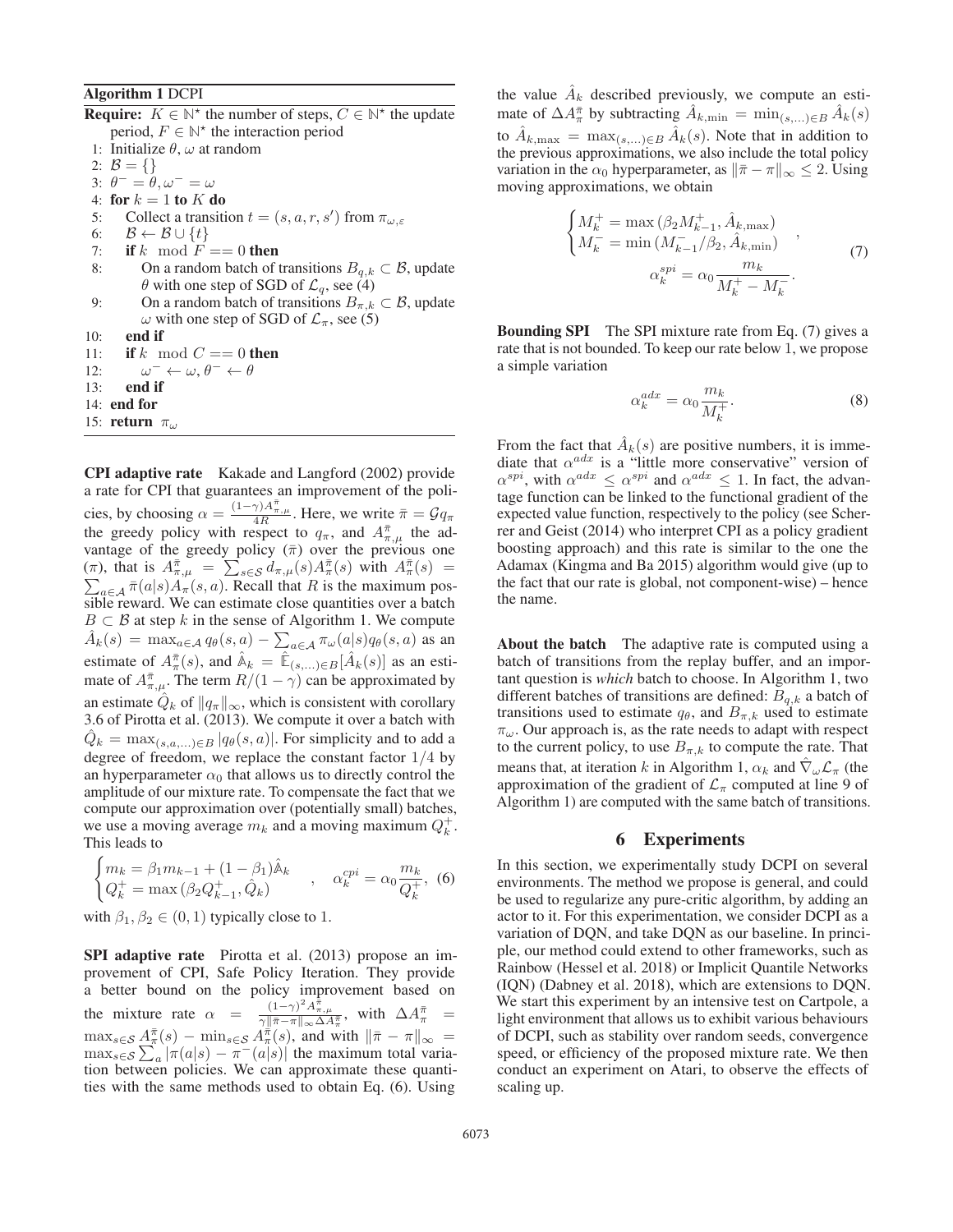**Algorithm 1** DCPI

**Require:** $K \in \mathbb{N}^\star$ the number of steps, $C \in \mathbb{N}^\star$ the update period, $F \in \mathbb{N}^\star$ the interaction period

1: Initialize $\theta, \omega$ at random
2: $\mathcal{B} = \{\}$
3: $\theta^- = \theta, \omega^- = \omega$
4: **for** $k = 1$ **to** $K$ **do**
5: Collect a transition $t = (s, a, r, s')$ from $\pi_{\omega,\varepsilon}$
6: $\mathcal{B} \leftarrow \mathcal{B} \cup \{t\}$
7: **if** $k \mod F == 0$ **then**
8: On a random batch of transitions $B_{q,k} \subset \mathcal{B}$, update $\theta$ with one step of SGD of $\mathcal{L}_q$, see (4)
9: On a random batch of transitions $B_{\pi,k} \subset \mathcal{B}$, update $\omega$ with one step of SGD of $\mathcal{L}_\pi$, see (5)
10: **end if**
11: **if** $k \mod C == 0$ **then**
12: $\omega^- \leftarrow \omega, \theta^- \leftarrow \theta$
13: **end if**
14: **end for**
15: **return** $\pi_\omega$

**CPI adaptive rate** Kakade and Langford (2002) provide a rate for CPI that guarantees an improvement of the policies, by choosing $\alpha = \frac{(1-\gamma)A^{\bar{\pi}}_{\pi,\mu}}{4R}$. Here, we write $\bar{\pi} = \mathcal{G}q_\pi$ the greedy policy with respect to $q_\pi$, and $A^{\bar{\pi}}_{\pi,\mu}$ the advantage of the greedy policy ($\bar{\pi}$) over the previous one ($\pi$), that is $A^{\bar{\pi}}_{\pi,\mu} = \sum_{s\in\mathcal{S}} d_{\pi,\mu}(s)A^{\bar{\pi}}_\pi(s)$ with $A^{\bar{\pi}}_\pi(s) = \sum_{a\in\mathcal{A}} \bar{\pi}(a|s)A_\pi(s,a)$. Recall that $R$ is the maximum possible reward. We can estimate close quantities over a batch $B \subset \mathcal{B}$ at step $k$ in the sense of Algorithm 1. We compute $\hat{A}_k(s) = \max_{a\in\mathcal{A}} q_\theta(s,a) - \sum_{a\in\mathcal{A}} \pi_\omega(a|s)q_\theta(s,a)$ as an estimate of $A^{\bar{\pi}}_\pi(s)$, and $\hat{\mathbb{A}}_k = \hat{\mathbb{E}}_{(s,\ldots)\in B}[\hat{A}_k(s)]$ as an estimate of $A^{\bar{\pi}}_{\pi,\mu}$. The term $R/(1-\gamma)$ can be approximated by an estimate $\hat{Q}_k$ of $\|q_\pi\|_\infty$, which is consistent with corollary 3.6 of Pirotta et al. (2013). We compute it over a batch with $\hat{Q}_k = \max_{(s,a,\ldots)\in B} |q_\theta(s,a)|$. For simplicity and to add a degree of freedom, we replace the constant factor $1/4$ by an hyperparameter $\alpha_0$ that allows us to directly control the amplitude of our mixture rate. To compensate the fact that we compute our approximation over (potentially small) batches, we use a moving average $m_k$ and a moving maximum $Q^+_k$. This leads to

$$\begin{cases} m_k = \beta_1 m_{k-1} + (1-\beta_1)\hat{\mathbb{A}}_k \\ Q^+_k = \max(\beta_2 Q^+_{k-1}, \hat{Q}_k) \end{cases}, \quad \alpha^{cpi}_k = \alpha_0 \frac{m_k}{Q^+_k}, \tag{6}$$

with $\beta_1, \beta_2 \in (0,1)$ typically close to 1.

**SPI adaptive rate** Pirotta et al. (2013) propose an improvement of CPI, Safe Policy Iteration. They provide a better bound on the policy improvement based on the mixture rate $\alpha = \frac{(1-\gamma)^2 A^{\bar{\pi}}_{\pi,\mu}}{\gamma\|\bar{\pi}-\pi\|_\infty \Delta A^{\bar{\pi}}_\pi}$, with $\Delta A^{\bar{\pi}}_\pi = \max_{s\in\mathcal{S}} A^{\bar{\pi}}_\pi(s) - \min_{s\in\mathcal{S}} A^{\bar{\pi}}_\pi(s)$, and with $\|\bar{\pi} - \pi\|_\infty = \max_{s\in\mathcal{S}} \sum_a |\pi(a|s) - \pi^-(a|s)|$ the maximum total variation between policies. We can approximate these quantities with the same methods used to obtain Eq. (6). Using the value $\hat{A}_k$ described previously, we compute an estimate of $\Delta A^{\bar{\pi}}_\pi$ by subtracting $\hat{A}_{k,\min} = \min_{(s,\ldots)\in B} \hat{A}_k(s)$ to $\hat{A}_{k,\max} = \max_{(s,\ldots)\in B} \hat{A}_k(s)$. Note that in addition to the previous approximations, we also include the total policy variation in the $\alpha_0$ hyperparameter, as $\|\bar{\pi} - \pi\|_\infty \leq 2$. Using moving approximations, we obtain

$$\begin{cases} M^+_k = \max(\beta_2 M^+_{k-1}, \hat{A}_{k,\max}) \\ M^-_k = \min(M^-_{k-1}/\beta_2, \hat{A}_{k,\min}) \end{cases}, \quad \alpha^{spi}_k = \alpha_0 \frac{m_k}{M^+_k - M^-_k}. \tag{7}$$

**Bounding SPI** The SPI mixture rate from Eq. (7) gives a rate that is not bounded. To keep our rate below 1, we propose a simple variation

$$\alpha^{adx}_k = \alpha_0 \frac{m_k}{M^+_k}. \tag{8}$$

From the fact that $\hat{A}_k(s)$ are positive numbers, it is immediate that $\alpha^{adx}$ is a "little more conservative" version of $\alpha^{spi}$, with $\alpha^{adx} \leq \alpha^{spi}$ and $\alpha^{adx} \leq 1$. In fact, the advantage function can be linked to the functional gradient of the expected value function, respectively to the policy (see Scherrer and Geist (2014) who interpret CPI as a policy gradient boosting approach) and this rate is similar to the one the Adamax (Kingma and Ba 2015) algorithm would give (up to the fact that our rate is global, not component-wise) – hence the name.

**About the batch** The adaptive rate is computed using a batch of transitions from the replay buffer, and an important question is *which* batch to choose. In Algorithm 1, two different batches of transitions are defined: $B_{q,k}$ a batch of transitions used to estimate $q_\theta$, and $B_{\pi,k}$ used to estimate $\pi_\omega$. Our approach is, as the rate needs to adapt with respect to the current policy, to use $B_{\pi,k}$ to compute the rate. That means that, at iteration $k$ in Algorithm 1, $\alpha_k$ and $\hat{\nabla}_\omega \mathcal{L}_\pi$ (the approximation of the gradient of $\mathcal{L}_\pi$ computed at line 9 of Algorithm 1) are computed with the same batch of transitions.

## 6 Experiments

In this section, we experimentally study DCPI on several environments. The method we propose is general, and could be used to regularize any pure-critic algorithm, by adding an actor to it. For this experimentation, we consider DCPI as a variation of DQN, and take DQN as our baseline. In principle, our method could extend to other frameworks, such as Rainbow (Hessel et al. 2018) or Implicit Quantile Networks (IQN) (Dabney et al. 2018), which are extensions to DQN. We start this experiment by an intensive test on Cartpole, a light environment that allows us to exhibit various behaviours of DCPI, such as stability over random seeds, convergence speed, or efficiency of the proposed mixture rate. We then conduct an experiment on Atari, to observe the effects of scaling up.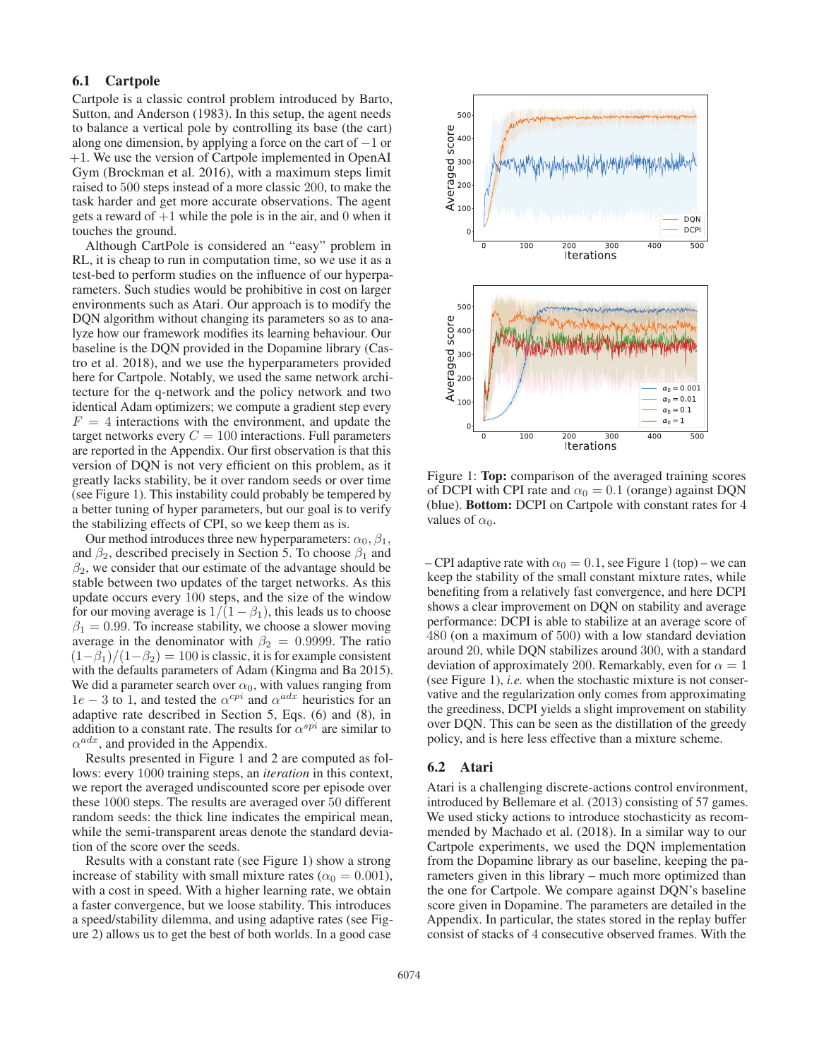### 6.1 Cartpole

Cartpole is a classic control problem introduced by Barto, Sutton, and Anderson (1983). In this setup, the agent needs to balance a vertical pole by controlling its base (the cart) along one dimension, by applying a force on the cart of $-1$ or $+1$. We use the version of Cartpole implemented in OpenAI Gym (Brockman et al. 2016), with a maximum steps limit raised to 500 steps instead of a more classic 200, to make the task harder and get more accurate observations. The agent gets a reward of $+1$ while the pole is in the air, and 0 when it touches the ground.

Although CartPole is considered an "easy" problem in RL, it is cheap to run in computation time, so we use it as a test-bed to perform studies on the influence of our hyperparameters. Such studies would be prohibitive in cost on larger environments such as Atari. Our approach is to modify the DQN algorithm without changing its parameters so as to analyze how our framework modifies its learning behaviour. Our baseline is the DQN provided in the Dopamine library (Castro et al. 2018), and we use the hyperparameters provided here for Cartpole. Notably, we used the same network architecture for the q-network and the policy network and two identical Adam optimizers; we compute a gradient step every $F = 4$ interactions with the environment, and update the target networks every $C = 100$ interactions. Full parameters are reported in the Appendix. Our first observation is that this version of DQN is not very efficient on this problem, as it greatly lacks stability, be it over random seeds or over time (see Figure 1). This instability could probably be tempered by a better tuning of hyper parameters, but our goal is to verify the stabilizing effects of CPI, so we keep them as is.

Our method introduces three new hyperparameters: $\alpha_0, \beta_1$, and $\beta_2$, described precisely in Section 5. To choose $\beta_1$ and $\beta_2$, we consider that our estimate of the advantage should be stable between two updates of the target networks. As this update occurs every 100 steps, and the size of the window for our moving average is $1/(1-\beta_1)$, this leads us to choose $\beta_1 = 0.99$. To increase stability, we choose a slower moving average in the denominator with $\beta_2 = 0.9999$. The ratio $(1-\beta_1)/(1-\beta_2) = 100$ is classic, it is for example consistent with the defaults parameters of Adam (Kingma and Ba 2015). We did a parameter search over $\alpha_0$, with values ranging from $1e-3$ to 1, and tested the $\alpha^{cpi}$ and $\alpha^{adx}$ heuristics for an adaptive rate described in Section 5, Eqs. (6) and (8), in addition to a constant rate. The results for $\alpha^{spi}$ are similar to $\alpha^{adx}$, and provided in the Appendix.

Results presented in Figure 1 and 2 are computed as follows: every 1000 training steps, an *iteration* in this context, we report the averaged undiscounted score per episode over these 1000 steps. The results are averaged over 50 different random seeds: the thick line indicates the empirical mean, while the semi-transparent areas denote the standard deviation of the score over the seeds.

Results with a constant rate (see Figure 1) show a strong increase of stability with small mixture rates ($\alpha_0 = 0.001$), with a cost in speed. With a higher learning rate, we obtain a faster convergence, but we loose stability. This introduces a speed/stability dilemma, and using adaptive rates (see Figure 2) allows us to get the best of both worlds. In a good case

Figure 1: **Top:** comparison of the averaged training scores of DCPI with CPI rate and $\alpha_0 = 0.1$ (orange) against DQN (blue). **Bottom:** DCPI on Cartpole with constant rates for 4 values of $\alpha_0$.

– CPI adaptive rate with $\alpha_0 = 0.1$, see Figure 1 (top) – we can keep the stability of the small constant mixture rates, while benefiting from a relatively fast convergence, and here DCPI shows a clear improvement on DQN on stability and average performance: DCPI is able to stabilize at an average score of 480 (on a maximum of 500) with a low standard deviation around 20, while DQN stabilizes around 300, with a standard deviation of approximately 200. Remarkably, even for $\alpha = 1$ (see Figure 1), *i.e.* when the stochastic mixture is not conservative and the regularization only comes from approximating the greediness, DCPI yields a slight improvement on stability over DQN. This can be seen as the distillation of the greedy policy, and is here less effective than a mixture scheme.

### 6.2 Atari

Atari is a challenging discrete-actions control environment, introduced by Bellemare et al. (2013) consisting of 57 games. We used sticky actions to introduce stochasticity as recommended by Machado et al. (2018). In a similar way to our Cartpole experiments, we used the DQN implementation from the Dopamine library as our baseline, keeping the parameters given in this library – much more optimized than the one for Cartpole. We compare against DQN's baseline score given in Dopamine. The parameters are detailed in the Appendix. In particular, the states stored in the replay buffer consist of stacks of 4 consecutive observed frames. With the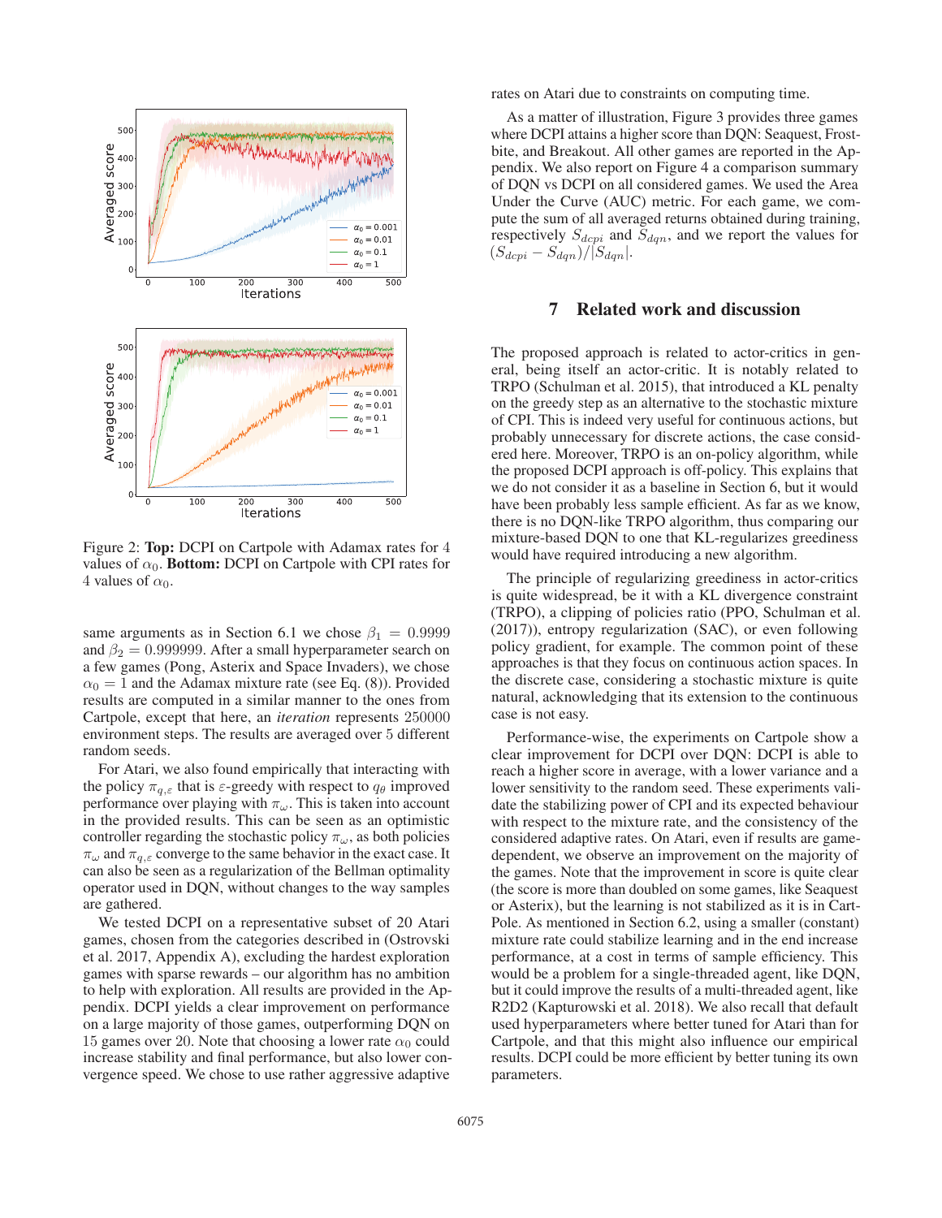Figure 2: **Top:** DCPI on Cartpole with Adamax rates for 4 values of $\alpha_0$. **Bottom:** DCPI on Cartpole with CPI rates for 4 values of $\alpha_0$.

same arguments as in Section 6.1 we chose $\beta_1 = 0.9999$ and $\beta_2 = 0.999999$. After a small hyperparameter search on a few games (Pong, Asterix and Space Invaders), we chose $\alpha_0 = 1$ and the Adamax mixture rate (see Eq. (8)). Provided results are computed in a similar manner to the ones from Cartpole, except that here, an *iteration* represents 250000 environment steps. The results are averaged over 5 different random seeds.

For Atari, we also found empirically that interacting with the policy $\pi_{q,\varepsilon}$ that is $\varepsilon$-greedy with respect to $q_\theta$ improved performance over playing with $\pi_\omega$. This is taken into account in the provided results. This can be seen as an optimistic controller regarding the stochastic policy $\pi_\omega$, as both policies $\pi_\omega$ and $\pi_{q,\varepsilon}$ converge to the same behavior in the exact case. It can also be seen as a regularization of the Bellman optimality operator used in DQN, without changes to the way samples are gathered.

We tested DCPI on a representative subset of 20 Atari games, chosen from the categories described in (Ostrovski et al. 2017, Appendix A), excluding the hardest exploration games with sparse rewards – our algorithm has no ambition to help with exploration. All results are provided in the Appendix. DCPI yields a clear improvement on performance on a large majority of those games, outperforming DQN on 15 games over 20. Note that choosing a lower rate $\alpha_0$ could increase stability and final performance, but also lower convergence speed. We chose to use rather aggressive adaptive rates on Atari due to constraints on computing time.

As a matter of illustration, Figure 3 provides three games where DCPI attains a higher score than DQN: Seaquest, Frostbite, and Breakout. All other games are reported in the Appendix. We also report on Figure 4 a comparison summary of DQN vs DCPI on all considered games. We used the Area Under the Curve (AUC) metric. For each game, we compute the sum of all averaged returns obtained during training, respectively $S_{dcpi}$ and $S_{dqn}$, and we report the values for $(S_{dcpi} - S_{dqn})/|S_{dqn}|$.

## 7 Related work and discussion

The proposed approach is related to actor-critics in general, being itself an actor-critic. It is notably related to TRPO (Schulman et al. 2015), that introduced a KL penalty on the greedy step as an alternative to the stochastic mixture of CPI. This is indeed very useful for continuous actions, but probably unnecessary for discrete actions, the case considered here. Moreover, TRPO is an on-policy algorithm, while the proposed DCPI approach is off-policy. This explains that we do not consider it as a baseline in Section 6, but it would have been probably less sample efficient. As far as we know, there is no DQN-like TRPO algorithm, thus comparing our mixture-based DQN to one that KL-regularizes greediness would have required introducing a new algorithm.

The principle of regularizing greediness in actor-critics is quite widespread, be it with a KL divergence constraint (TRPO), a clipping of policies ratio (PPO, Schulman et al. (2017)), entropy regularization (SAC), or even following policy gradient, for example. The common point of these approaches is that they focus on continuous action spaces. In the discrete case, considering a stochastic mixture is quite natural, acknowledging that its extension to the continuous case is not easy.

Performance-wise, the experiments on Cartpole show a clear improvement for DCPI over DQN: DCPI is able to reach a higher score in average, with a lower variance and a lower sensitivity to the random seed. These experiments validate the stabilizing power of CPI and its expected behaviour with respect to the mixture rate, and the consistency of the considered adaptive rates. On Atari, even if results are game-dependent, we observe an improvement on the majority of the games. Note that the improvement in score is quite clear (the score is more than doubled on some games, like Seaquest or Asterix), but the learning is not stabilized as it is in CartPole. As mentioned in Section 6.2, using a smaller (constant) mixture rate could stabilize learning and in the end increase performance, but at a cost in terms of sample efficiency. This would be a problem for a single-threaded agent, like DQN, but it could improve the results of a multi-threaded agent, like R2D2 (Kapturowski et al. 2018). We also recall that default used hyperparameters where better tuned for Atari than for Cartpole, and that this might also influence our empirical results. DCPI could be more efficient by better tuning its own parameters.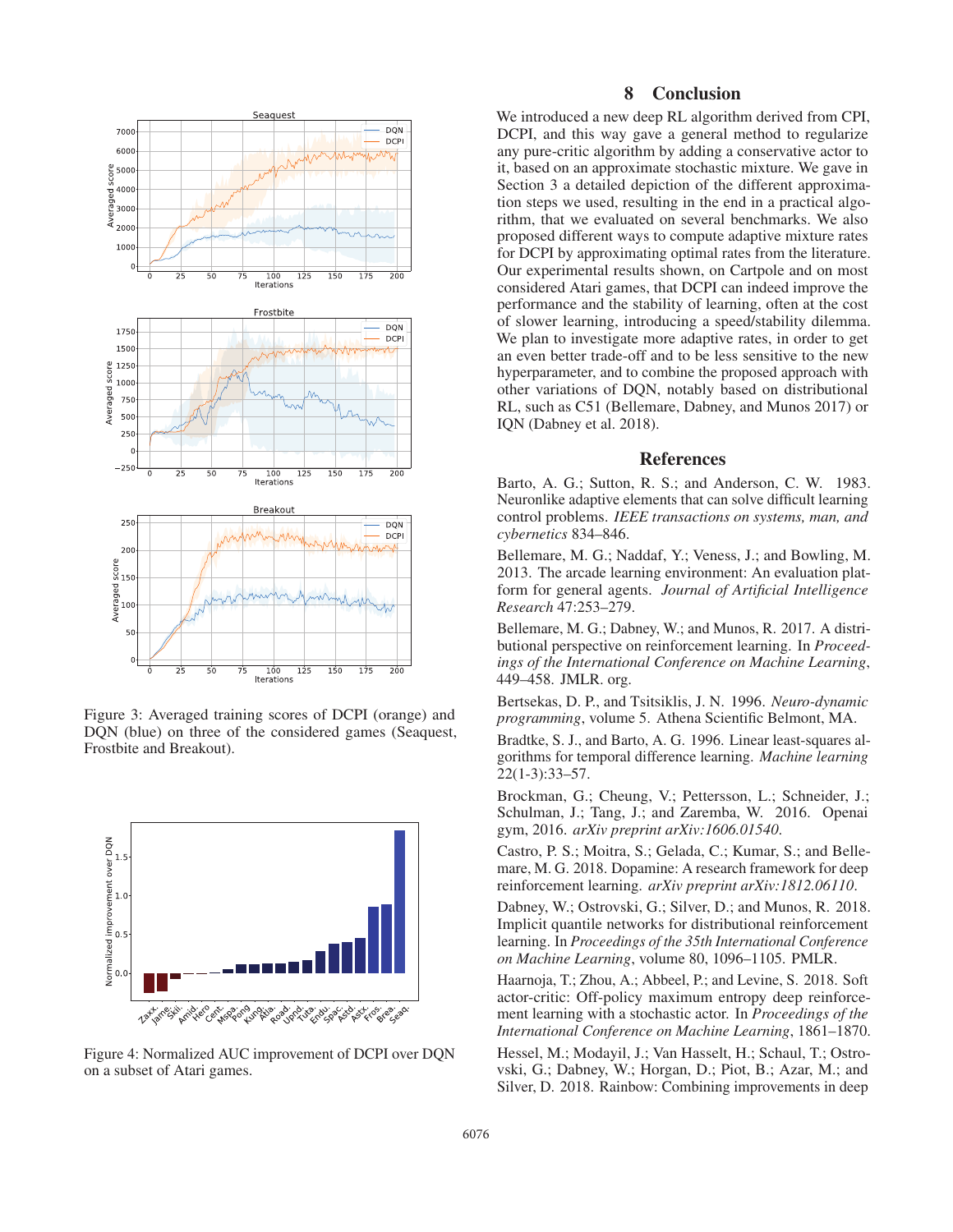Figure 3: Averaged training scores of DCPI (orange) and DQN (blue) on three of the considered games (Seaquest, Frostbite and Breakout).

Figure 4: Normalized AUC improvement of DCPI over DQN on a subset of Atari games.

## 8 Conclusion

We introduced a new deep RL algorithm derived from CPI, DCPI, and this way gave a general method to regularize any pure-critic algorithm by adding a conservative actor to it, based on an approximate stochastic mixture. We gave in Section 3 a detailed depiction of the different approximation steps we used, resulting in the end in a practical algorithm, that we evaluated on several benchmarks. We also proposed different ways to compute adaptive mixture rates for DCPI by approximating optimal rates from the literature. Our experimental results shown, on Cartpole and on most considered Atari games, that DCPI can indeed improve the performance and the stability of learning, often at the cost of slower learning, introducing a speed/stability dilemma. We plan to investigate more adaptive rates, in order to get an even better trade-off and to be less sensitive to the new hyperparameter, and to combine the proposed approach with other variations of DQN, notably based on distributional RL, such as C51 (Bellemare, Dabney, and Munos 2017) or IQN (Dabney et al. 2018).

## References

Barto, A. G.; Sutton, R. S.; and Anderson, C. W. 1983. Neuronlike adaptive elements that can solve difficult learning control problems. *IEEE transactions on systems, man, and cybernetics* 834–846.

Bellemare, M. G.; Naddaf, Y.; Veness, J.; and Bowling, M. 2013. The arcade learning environment: An evaluation platform for general agents. *Journal of Artificial Intelligence Research* 47:253–279.

Bellemare, M. G.; Dabney, W.; and Munos, R. 2017. A distributional perspective on reinforcement learning. In *Proceedings of the International Conference on Machine Learning*, 449–458. JMLR. org.

Bertsekas, D. P., and Tsitsiklis, J. N. 1996. *Neuro-dynamic programming*, volume 5. Athena Scientific Belmont, MA.

Bradtke, S. J., and Barto, A. G. 1996. Linear least-squares algorithms for temporal difference learning. *Machine learning* 22(1-3):33–57.

Brockman, G.; Cheung, V.; Pettersson, L.; Schneider, J.; Schulman, J.; Tang, J.; and Zaremba, W. 2016. Openai gym, 2016. *arXiv preprint arXiv:1606.01540*.

Castro, P. S.; Moitra, S.; Gelada, C.; Kumar, S.; and Bellemare, M. G. 2018. Dopamine: A research framework for deep reinforcement learning. *arXiv preprint arXiv:1812.06110*.

Dabney, W.; Ostrovski, G.; Silver, D.; and Munos, R. 2018. Implicit quantile networks for distributional reinforcement learning. In *Proceedings of the 35th International Conference on Machine Learning*, volume 80, 1096–1105. PMLR.

Haarnoja, T.; Zhou, A.; Abbeel, P.; and Levine, S. 2018. Soft actor-critic: Off-policy maximum entropy deep reinforcement learning with a stochastic actor. In *Proceedings of the International Conference on Machine Learning*, 1861–1870.

Hessel, M.; Modayil, J.; Van Hasselt, H.; Schaul, T.; Ostrovski, G.; Dabney, W.; Horgan, D.; Piot, B.; Azar, M.; and Silver, D. 2018. Rainbow: Combining improvements in deep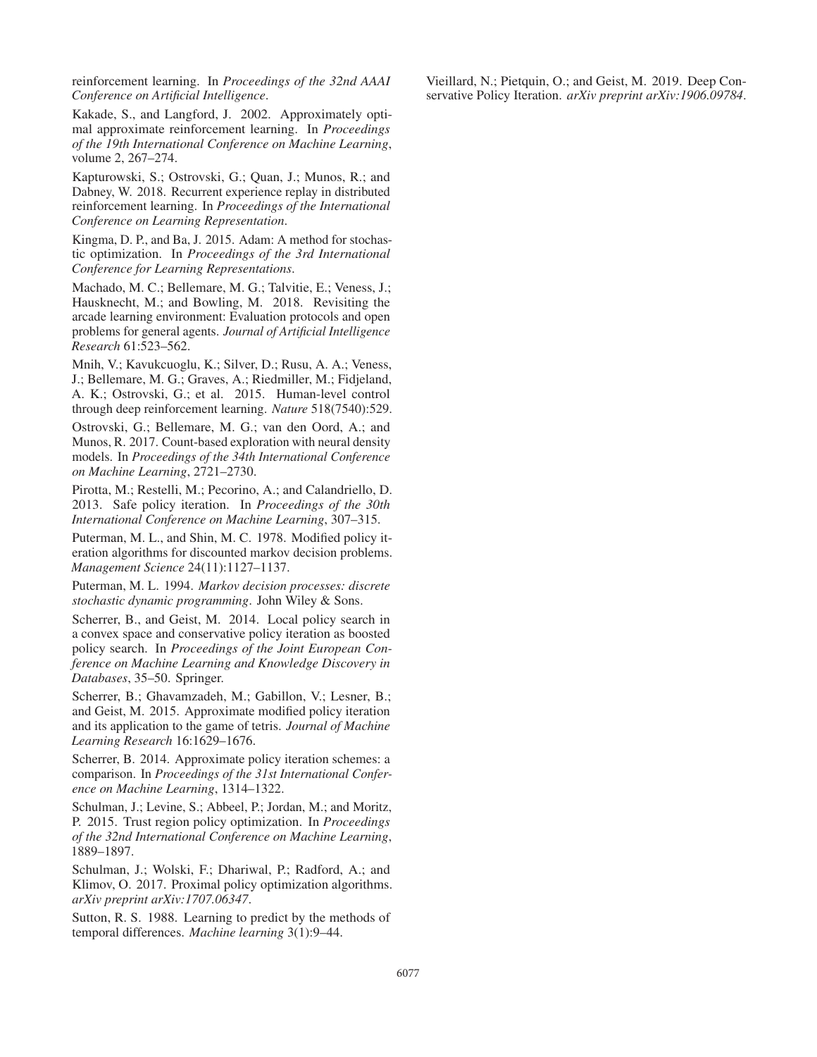reinforcement learning. In *Proceedings of the 32nd AAAI Conference on Artificial Intelligence*.

Kakade, S., and Langford, J. 2002. Approximately optimal approximate reinforcement learning. In *Proceedings of the 19th International Conference on Machine Learning*, volume 2, 267–274.

Kapturowski, S.; Ostrovski, G.; Quan, J.; Munos, R.; and Dabney, W. 2018. Recurrent experience replay in distributed reinforcement learning. In *Proceedings of the International Conference on Learning Representation*.

Kingma, D. P., and Ba, J. 2015. Adam: A method for stochastic optimization. In *Proceedings of the 3rd International Conference for Learning Representations*.

Machado, M. C.; Bellemare, M. G.; Talvitie, E.; Veness, J.; Hausknecht, M.; and Bowling, M. 2018. Revisiting the arcade learning environment: Evaluation protocols and open problems for general agents. *Journal of Artificial Intelligence Research* 61:523–562.

Mnih, V.; Kavukcuoglu, K.; Silver, D.; Rusu, A. A.; Veness, J.; Bellemare, M. G.; Graves, A.; Riedmiller, M.; Fidjeland, A. K.; Ostrovski, G.; et al. 2015. Human-level control through deep reinforcement learning. *Nature* 518(7540):529.

Ostrovski, G.; Bellemare, M. G.; van den Oord, A.; and Munos, R. 2017. Count-based exploration with neural density models. In *Proceedings of the 34th International Conference on Machine Learning*, 2721–2730.

Pirotta, M.; Restelli, M.; Pecorino, A.; and Calandriello, D. 2013. Safe policy iteration. In *Proceedings of the 30th International Conference on Machine Learning*, 307–315.

Puterman, M. L., and Shin, M. C. 1978. Modified policy iteration algorithms for discounted markov decision problems. *Management Science* 24(11):1127–1137.

Puterman, M. L. 1994. *Markov decision processes: discrete stochastic dynamic programming*. John Wiley & Sons.

Scherrer, B., and Geist, M. 2014. Local policy search in a convex space and conservative policy iteration as boosted policy search. In *Proceedings of the Joint European Conference on Machine Learning and Knowledge Discovery in Databases*, 35–50. Springer.

Scherrer, B.; Ghavamzadeh, M.; Gabillon, V.; Lesner, B.; and Geist, M. 2015. Approximate modified policy iteration and its application to the game of tetris. *Journal of Machine Learning Research* 16:1629–1676.

Scherrer, B. 2014. Approximate policy iteration schemes: a comparison. In *Proceedings of the 31st International Conference on Machine Learning*, 1314–1322.

Schulman, J.; Levine, S.; Abbeel, P.; Jordan, M.; and Moritz, P. 2015. Trust region policy optimization. In *Proceedings of the 32nd International Conference on Machine Learning*, 1889–1897.

Schulman, J.; Wolski, F.; Dhariwal, P.; Radford, A.; and Klimov, O. 2017. Proximal policy optimization algorithms. *arXiv preprint arXiv:1707.06347*.

Sutton, R. S. 1988. Learning to predict by the methods of temporal differences. *Machine learning* 3(1):9–44.

Vieillard, N.; Pietquin, O.; and Geist, M. 2019. Deep Conservative Policy Iteration. *arXiv preprint arXiv:1906.09784*.